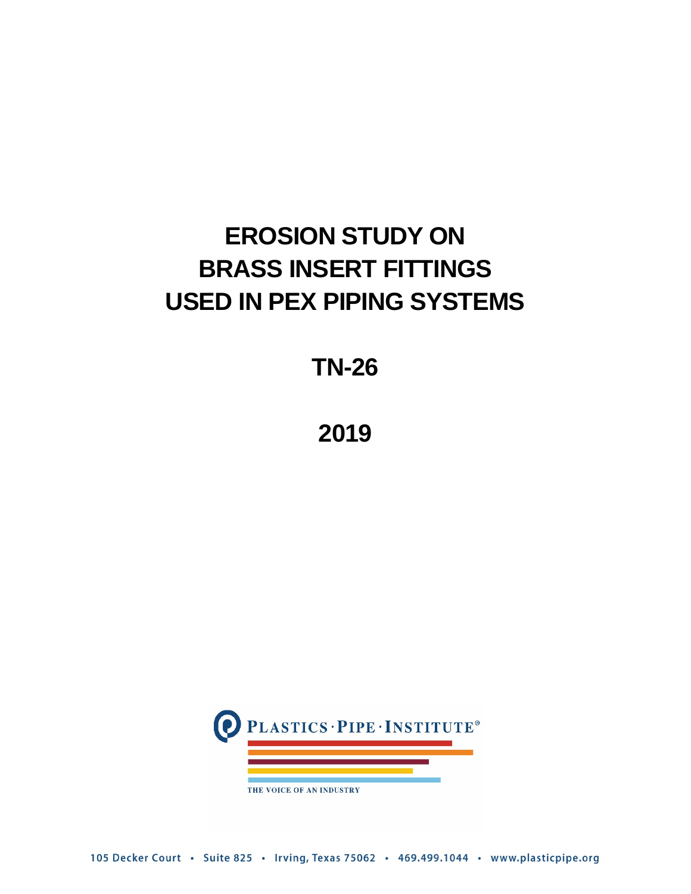# EROSION STUDY ON BRASS INSERT FITTINGS USED IN PEX PIPING SYSTEMS

## TN-26

## 2019

PLASTICS · PIPE · INSTITUTE®

THE VOICE OF AN INDUSTRY

105 Decker Court • Suite 825 • Irving, Texas 75062 • 469.499.1044 • www.plasticpipe.org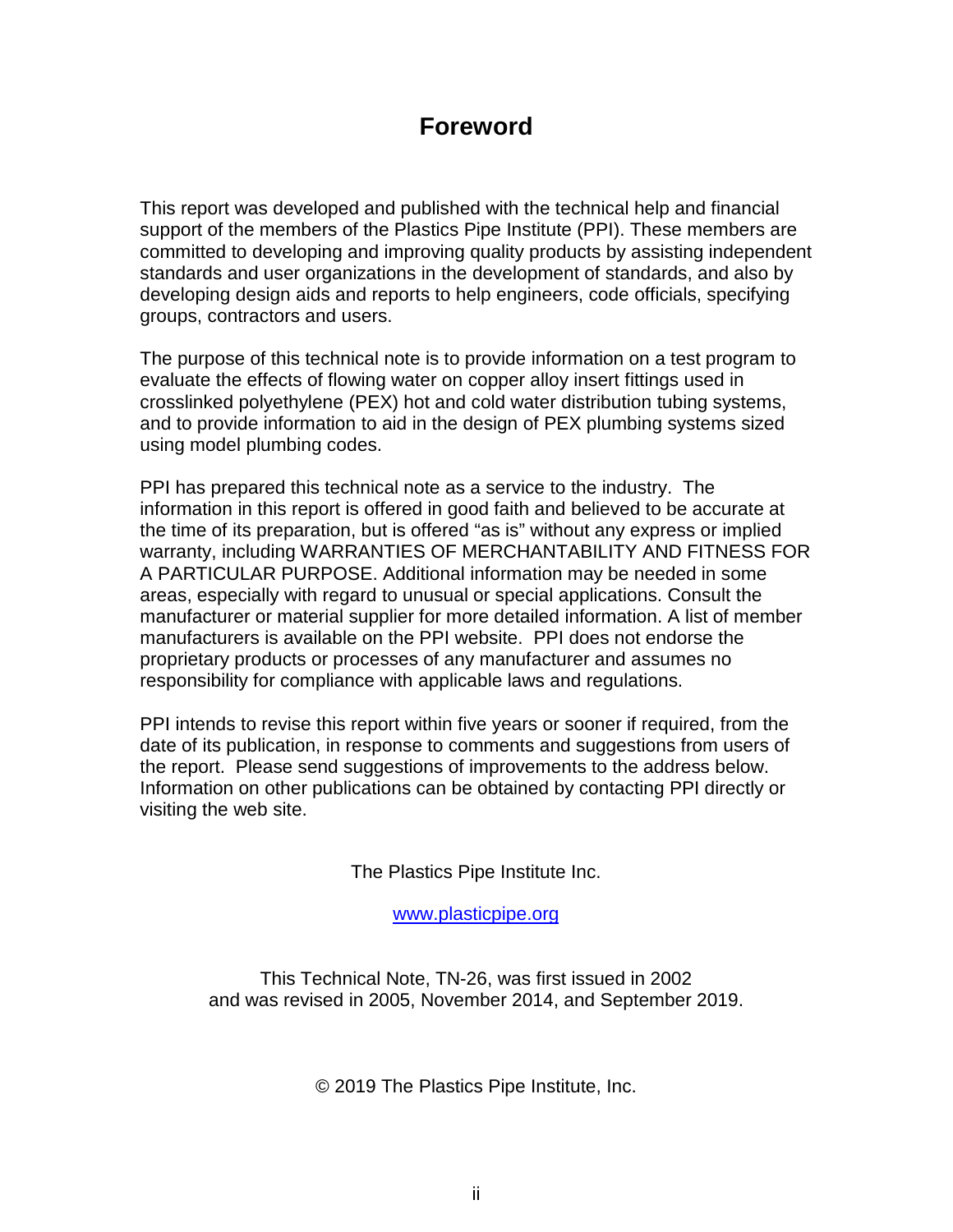# Foreword

This report was developed and published with the technical help and financial support of the members of the Plastics Pipe Institute (PPI). These members are committed to developing and improving quality products by assisting independent standards and user organizations in the development of standards, and also by developing design aids and reports to help engineers, code officials, specifying groups, contractors and users.

The purpose of this technical note is to provide information on a test program to evaluate the effects of flowing water on copper alloy insert fittings used in crosslinked polyethylene (PEX) hot and cold water distribution tubing systems, and to provide information to aid in the design of PEX plumbing systems sized using model plumbing codes.

PPI has prepared this technical note as a service to the industry. The information in this report is offered in good faith and believed to be accurate at the time of its preparation, but is offered "as is" without any express or implied warranty, including WARRANTIES OF MERCHANTABILITY AND FITNESS FOR A PARTICULAR PURPOSE. Additional information may be needed in some areas, especially with regard to unusual or special applications. Consult the manufacturer or material supplier for more detailed information. A list of member manufacturers is available on the PPI website. PPI does not endorse the proprietary products or processes of any manufacturer and assumes no responsibility for compliance with applicable laws and regulations.

PPI intends to revise this report within five years or sooner if required, from the date of its publication, in response to comments and suggestions from users of the report. Please send suggestions of improvements to the address below. Information on other publications can be obtained by contacting PPI directly or visiting the web site.

The Plastics Pipe Institute Inc.

www.plasticpipe.org

This Technical Note, TN-26, was first issued in 2002 and was revised in 2005, November 2014, and September 2019.

© 2019 The Plastics Pipe Institute, Inc.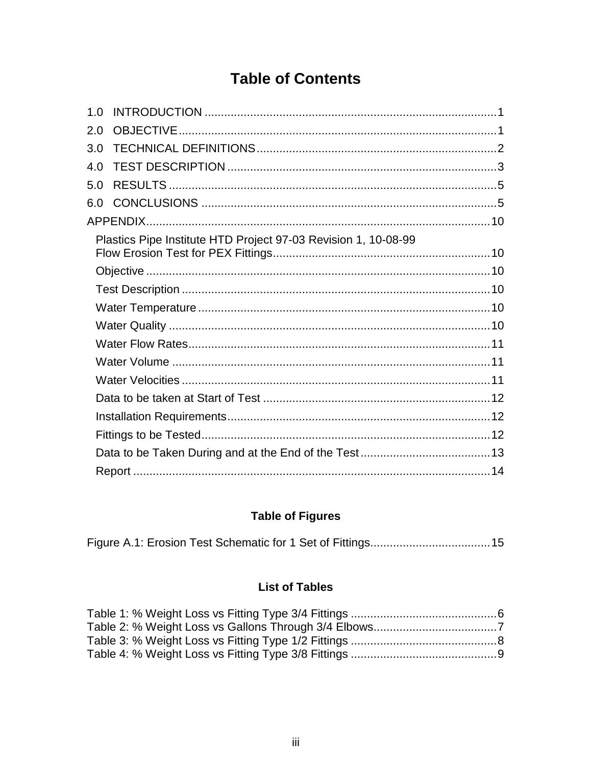# Table of Contents

1.0 INTRODUCTION .......................................................................................... 1
2.0 OBJECTIVE ................................................................................................. 1
3.0 TECHNICAL DEFINITIONS ......................................................................... 2
4.0 TEST DESCRIPTION .................................................................................. 3
5.0 RESULTS .................................................................................................... 5
6.0 CONCLUSIONS .......................................................................................... 5
APPENDIX ......................................................................................................... 10

- Plastics Pipe Institute HTD Project 97-03 Revision 1, 10-08-99
  Flow Erosion Test for PEX Fittings ................................................................... 10
- Objective .......................................................................................................... 10
- Test Description ............................................................................................... 10
- Water Temperature .......................................................................................... 10
- Water Quality ................................................................................................... 10
- Water Flow Rates ............................................................................................. 11
- Water Volume .................................................................................................. 11
- Water Velocities ............................................................................................... 11
- Data to be taken at Start of Test ...................................................................... 12
- Installation Requirements ................................................................................. 12
- Fittings to be Tested ......................................................................................... 12
- Data to be Taken During and at the End of the Test ........................................ 13
- Report .............................................................................................................. 14

## Table of Figures

Figure A.1: Erosion Test Schematic for 1 Set of Fittings ..................................... 15

## List of Tables

Table 1: % Weight Loss vs Fitting Type 3/4 Fittings ............................................. 6
Table 2: % Weight Loss vs Gallons Through 3/4 Elbows ...................................... 7
Table 3: % Weight Loss vs Fitting Type 1/2 Fittings ............................................. 8
Table 4: % Weight Loss vs Fitting Type 3/8 Fittings ............................................. 9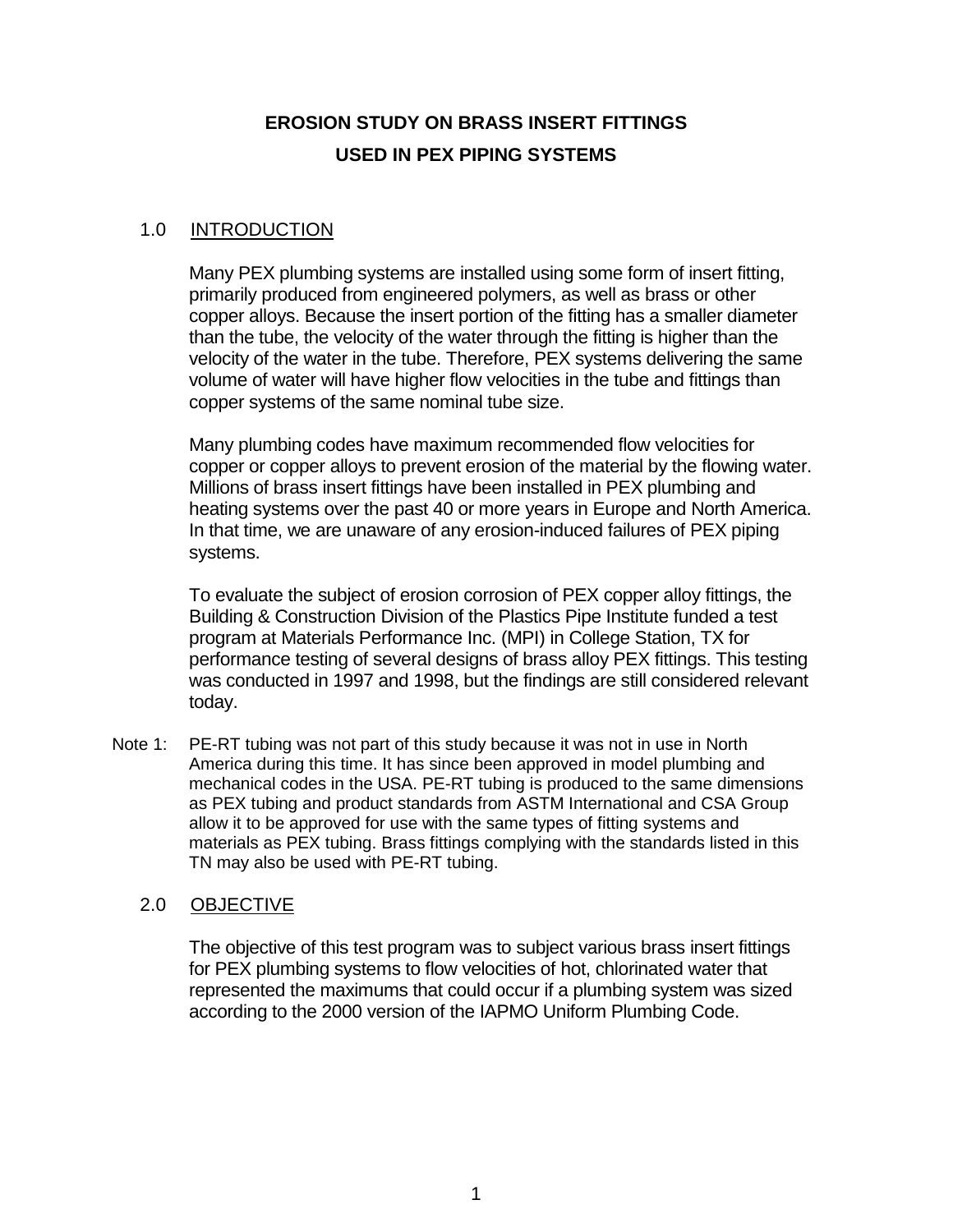# EROSION STUDY ON BRASS INSERT FITTINGS USED IN PEX PIPING SYSTEMS

## 1.0 INTRODUCTION

Many PEX plumbing systems are installed using some form of insert fitting, primarily produced from engineered polymers, as well as brass or other copper alloys. Because the insert portion of the fitting has a smaller diameter than the tube, the velocity of the water through the fitting is higher than the velocity of the water in the tube. Therefore, PEX systems delivering the same volume of water will have higher flow velocities in the tube and fittings than copper systems of the same nominal tube size.

Many plumbing codes have maximum recommended flow velocities for copper or copper alloys to prevent erosion of the material by the flowing water. Millions of brass insert fittings have been installed in PEX plumbing and heating systems over the past 40 or more years in Europe and North America. In that time, we are unaware of any erosion-induced failures of PEX piping systems.

To evaluate the subject of erosion corrosion of PEX copper alloy fittings, the Building & Construction Division of the Plastics Pipe Institute funded a test program at Materials Performance Inc. (MPI) in College Station, TX for performance testing of several designs of brass alloy PEX fittings. This testing was conducted in 1997 and 1998, but the findings are still considered relevant today.

Note 1: PE-RT tubing was not part of this study because it was not in use in North America during this time. It has since been approved in model plumbing and mechanical codes in the USA. PE-RT tubing is produced to the same dimensions as PEX tubing and product standards from ASTM International and CSA Group allow it to be approved for use with the same types of fitting systems and materials as PEX tubing. Brass fittings complying with the standards listed in this TN may also be used with PE-RT tubing.

## 2.0 OBJECTIVE

The objective of this test program was to subject various brass insert fittings for PEX plumbing systems to flow velocities of hot, chlorinated water that represented the maximums that could occur if a plumbing system was sized according to the 2000 version of the IAPMO Uniform Plumbing Code.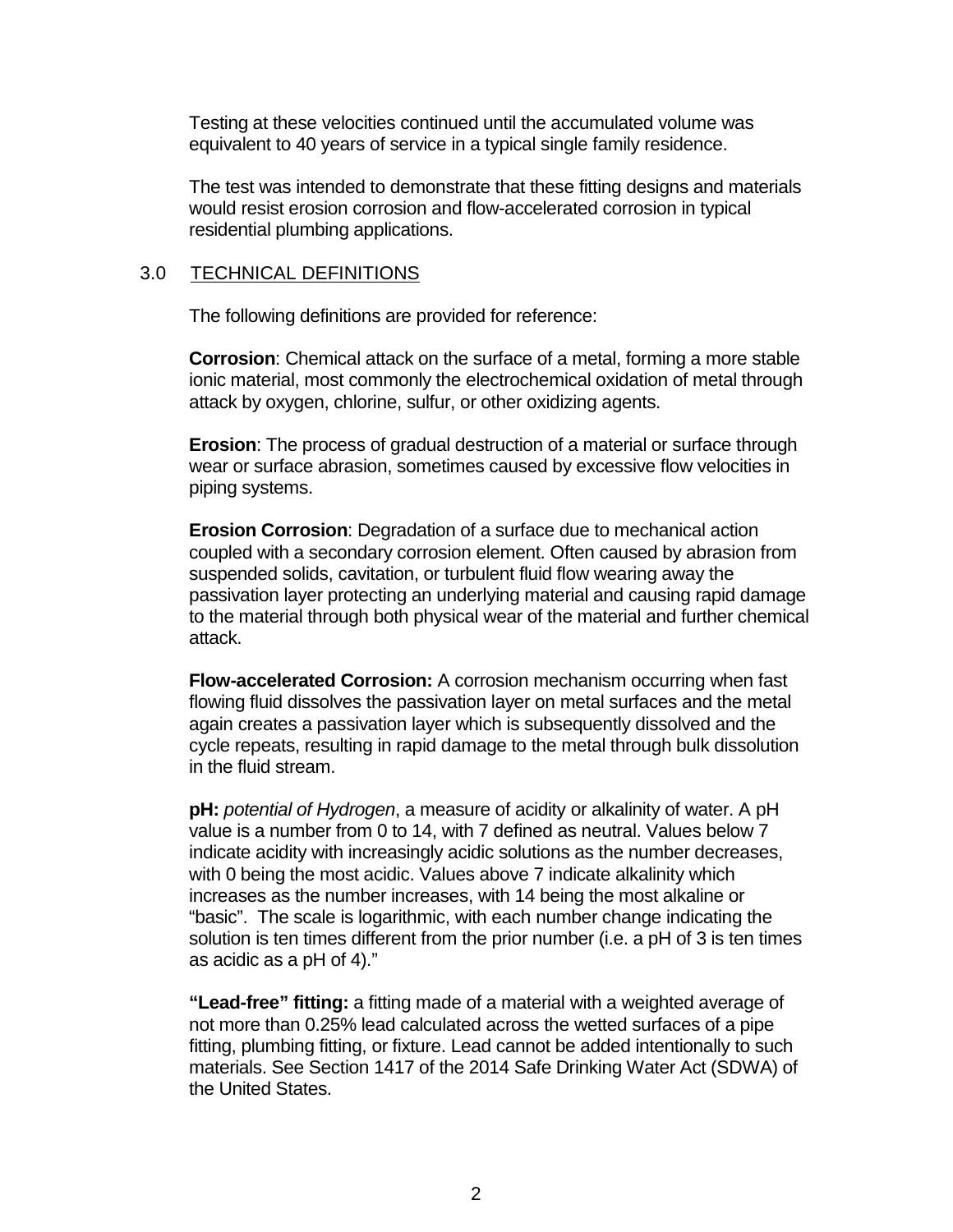Testing at these velocities continued until the accumulated volume was equivalent to 40 years of service in a typical single family residence.

The test was intended to demonstrate that these fitting designs and materials would resist erosion corrosion and flow-accelerated corrosion in typical residential plumbing applications.

## 3.0 TECHNICAL DEFINITIONS

The following definitions are provided for reference:

**Corrosion**: Chemical attack on the surface of a metal, forming a more stable ionic material, most commonly the electrochemical oxidation of metal through attack by oxygen, chlorine, sulfur, or other oxidizing agents.

**Erosion**: The process of gradual destruction of a material or surface through wear or surface abrasion, sometimes caused by excessive flow velocities in piping systems.

**Erosion Corrosion**: Degradation of a surface due to mechanical action coupled with a secondary corrosion element. Often caused by abrasion from suspended solids, cavitation, or turbulent fluid flow wearing away the passivation layer protecting an underlying material and causing rapid damage to the material through both physical wear of the material and further chemical attack.

**Flow-accelerated Corrosion:** A corrosion mechanism occurring when fast flowing fluid dissolves the passivation layer on metal surfaces and the metal again creates a passivation layer which is subsequently dissolved and the cycle repeats, resulting in rapid damage to the metal through bulk dissolution in the fluid stream.

**pH:** *potential of Hydrogen*, a measure of acidity or alkalinity of water. A pH value is a number from 0 to 14, with 7 defined as neutral. Values below 7 indicate acidity with increasingly acidic solutions as the number decreases, with 0 being the most acidic. Values above 7 indicate alkalinity which increases as the number increases, with 14 being the most alkaline or "basic". The scale is logarithmic, with each number change indicating the solution is ten times different from the prior number (i.e. a pH of 3 is ten times as acidic as a pH of 4)."

**"Lead-free" fitting:** a fitting made of a material with a weighted average of not more than 0.25% lead calculated across the wetted surfaces of a pipe fitting, plumbing fitting, or fixture. Lead cannot be added intentionally to such materials. See Section 1417 of the 2014 Safe Drinking Water Act (SDWA) of the United States.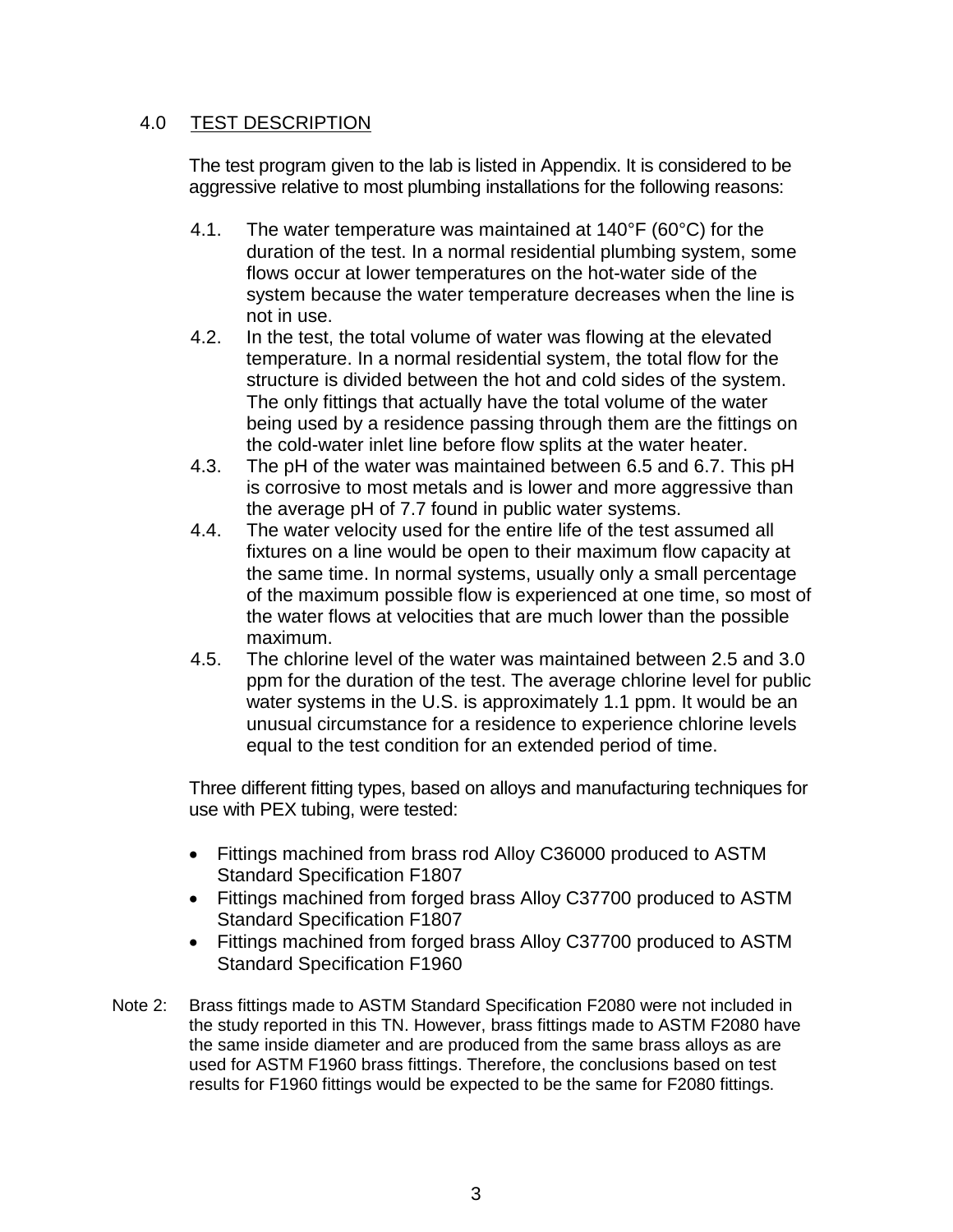## 4.0 TEST DESCRIPTION

The test program given to the lab is listed in Appendix. It is considered to be aggressive relative to most plumbing installations for the following reasons:

4.1. The water temperature was maintained at 140°F (60°C) for the duration of the test. In a normal residential plumbing system, some flows occur at lower temperatures on the hot-water side of the system because the water temperature decreases when the line is not in use.

4.2. In the test, the total volume of water was flowing at the elevated temperature. In a normal residential system, the total flow for the structure is divided between the hot and cold sides of the system. The only fittings that actually have the total volume of the water being used by a residence passing through them are the fittings on the cold-water inlet line before flow splits at the water heater.

4.3. The pH of the water was maintained between 6.5 and 6.7. This pH is corrosive to most metals and is lower and more aggressive than the average pH of 7.7 found in public water systems.

4.4. The water velocity used for the entire life of the test assumed all fixtures on a line would be open to their maximum flow capacity at the same time. In normal systems, usually only a small percentage of the maximum possible flow is experienced at one time, so most of the water flows at velocities that are much lower than the possible maximum.

4.5. The chlorine level of the water was maintained between 2.5 and 3.0 ppm for the duration of the test. The average chlorine level for public water systems in the U.S. is approximately 1.1 ppm. It would be an unusual circumstance for a residence to experience chlorine levels equal to the test condition for an extended period of time.

Three different fitting types, based on alloys and manufacturing techniques for use with PEX tubing, were tested:

- Fittings machined from brass rod Alloy C36000 produced to ASTM Standard Specification F1807
- Fittings machined from forged brass Alloy C37700 produced to ASTM Standard Specification F1807
- Fittings machined from forged brass Alloy C37700 produced to ASTM Standard Specification F1960

Note 2: Brass fittings made to ASTM Standard Specification F2080 were not included in the study reported in this TN. However, brass fittings made to ASTM F2080 have the same inside diameter and are produced from the same brass alloys as are used for ASTM F1960 brass fittings. Therefore, the conclusions based on test results for F1960 fittings would be expected to be the same for F2080 fittings.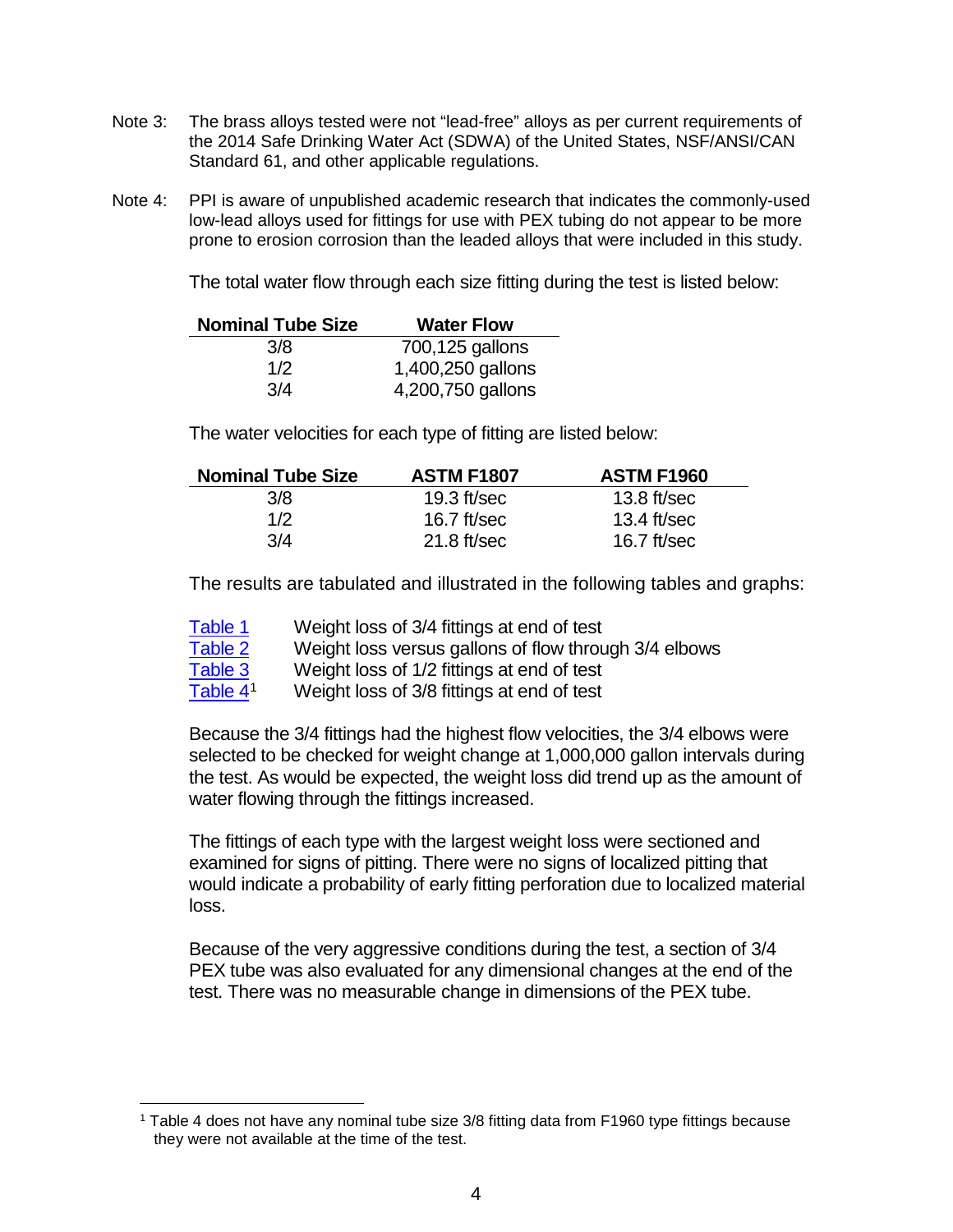Note 3: The brass alloys tested were not "lead-free" alloys as per current requirements of the 2014 Safe Drinking Water Act (SDWA) of the United States, NSF/ANSI/CAN Standard 61, and other applicable regulations.

Note 4: PPI is aware of unpublished academic research that indicates the commonly-used low-lead alloys used for fittings for use with PEX tubing do not appear to be more prone to erosion corrosion than the leaded alloys that were included in this study.

The total water flow through each size fitting during the test is listed below:

| Nominal Tube Size | Water Flow |
|---|---|
| 3/8 | 700,125 gallons |
| 1/2 | 1,400,250 gallons |
| 3/4 | 4,200,750 gallons |

The water velocities for each type of fitting are listed below:

| Nominal Tube Size | ASTM F1807 | ASTM F1960 |
|---|---|---|
| 3/8 | 19.3 ft/sec | 13.8 ft/sec |
| 1/2 | 16.7 ft/sec | 13.4 ft/sec |
| 3/4 | 21.8 ft/sec | 16.7 ft/sec |

The results are tabulated and illustrated in the following tables and graphs:

| | |
|---|---|
| Table 1 | Weight loss of 3/4 fittings at end of test |
| Table 2 | Weight loss versus gallons of flow through 3/4 elbows |
| Table 3 | Weight loss of 1/2 fittings at end of test |
| Table 4[1] | Weight loss of 3/8 fittings at end of test |

Because the 3/4 fittings had the highest flow velocities, the 3/4 elbows were selected to be checked for weight change at 1,000,000 gallon intervals during the test. As would be expected, the weight loss did trend up as the amount of water flowing through the fittings increased.

The fittings of each type with the largest weight loss were sectioned and examined for signs of pitting. There were no signs of localized pitting that would indicate a probability of early fitting perforation due to localized material loss.

Because of the very aggressive conditions during the test, a section of 3/4 PEX tube was also evaluated for any dimensional changes at the end of the test. There was no measurable change in dimensions of the PEX tube.

[1] Table 4 does not have any nominal tube size 3/8 fitting data from F1960 type fittings because they were not available at the time of the test.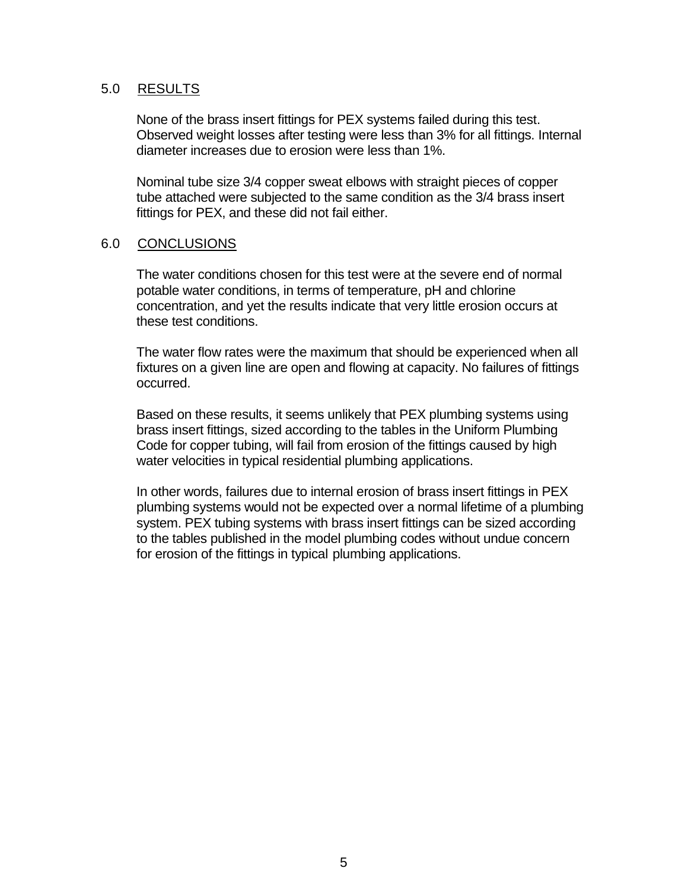## 5.0 RESULTS

None of the brass insert fittings for PEX systems failed during this test. Observed weight losses after testing were less than 3% for all fittings. Internal diameter increases due to erosion were less than 1%.

Nominal tube size 3/4 copper sweat elbows with straight pieces of copper tube attached were subjected to the same condition as the 3/4 brass insert fittings for PEX, and these did not fail either.

## 6.0 CONCLUSIONS

The water conditions chosen for this test were at the severe end of normal potable water conditions, in terms of temperature, pH and chlorine concentration, and yet the results indicate that very little erosion occurs at these test conditions.

The water flow rates were the maximum that should be experienced when all fixtures on a given line are open and flowing at capacity. No failures of fittings occurred.

Based on these results, it seems unlikely that PEX plumbing systems using brass insert fittings, sized according to the tables in the Uniform Plumbing Code for copper tubing, will fail from erosion of the fittings caused by high water velocities in typical residential plumbing applications.

In other words, failures due to internal erosion of brass insert fittings in PEX plumbing systems would not be expected over a normal lifetime of a plumbing system. PEX tubing systems with brass insert fittings can be sized according to the tables published in the model plumbing codes without undue concern for erosion of the fittings in typical plumbing applications.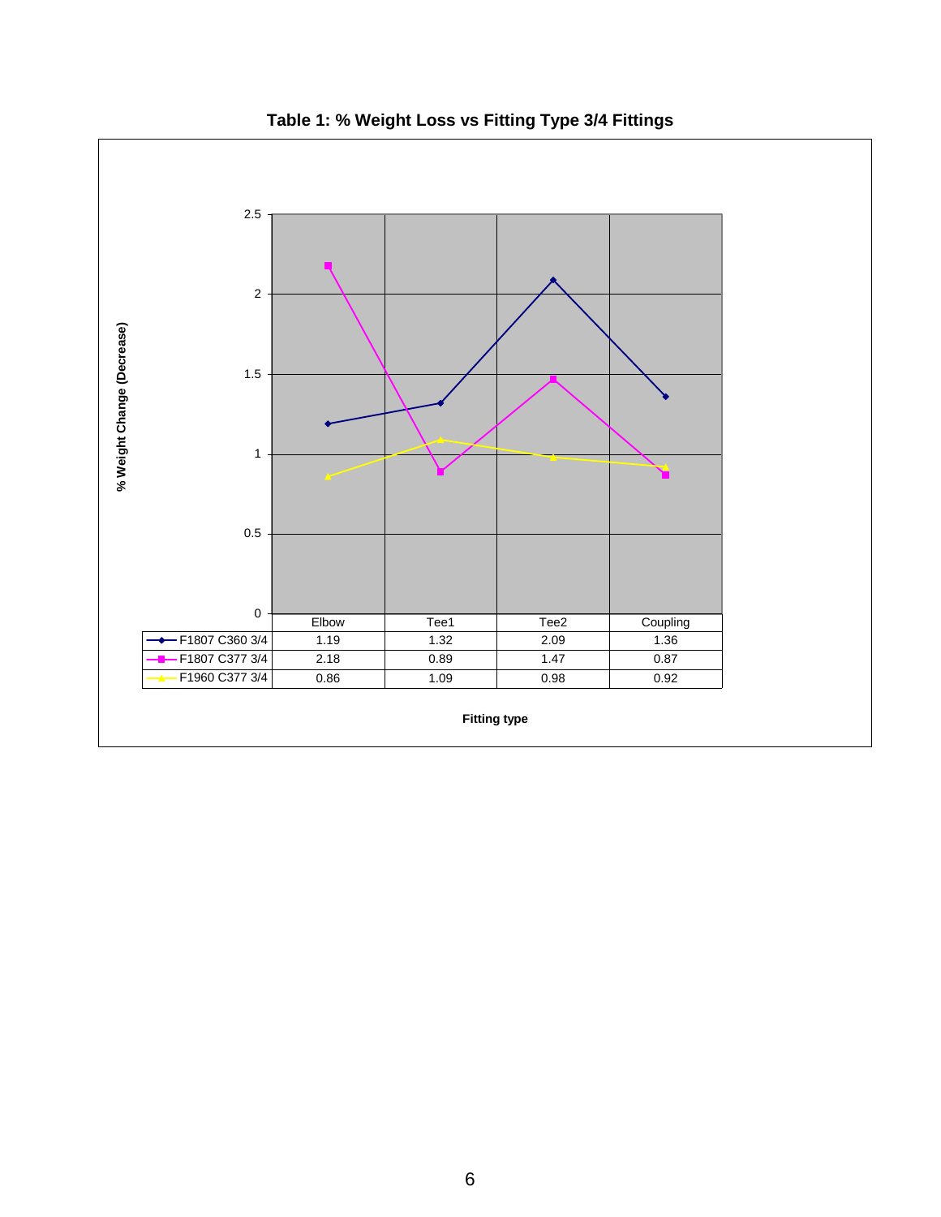**Table 1: % Weight Loss vs Fitting Type 3/4 Fittings**

% Weight Change (Decrease)

| | Elbow | Tee1 | Tee2 | Coupling |
|---|---|---|---|---|
| F1807 C360 3/4 | 1.19 | 1.32 | 2.09 | 1.36 |
| F1807 C377 3/4 | 2.18 | 0.89 | 1.47 | 0.87 |
| F1960 C377 3/4 | 0.86 | 1.09 | 0.98 | 0.92 |

Fitting type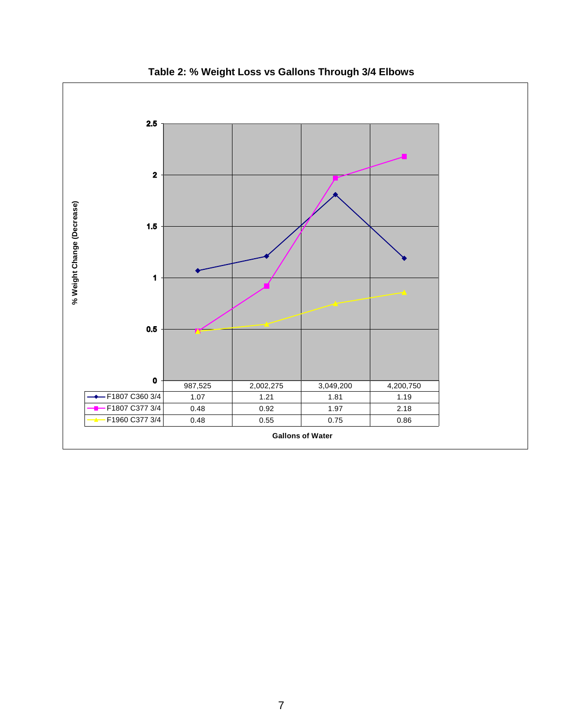**Table 2: % Weight Loss vs Gallons Through 3/4 Elbows**

| Gallons of Water | 987,525 | 2,002,275 | 3,049,200 | 4,200,750 |
|---|---|---|---|---|
| F1807 C360 3/4 | 1.07 | 1.21 | 1.81 | 1.19 |
| F1807 C377 3/4 | 0.48 | 0.92 | 1.97 | 2.18 |
| F1960 C377 3/4 | 0.48 | 0.55 | 0.75 | 0.86 |

% Weight Change (Decrease)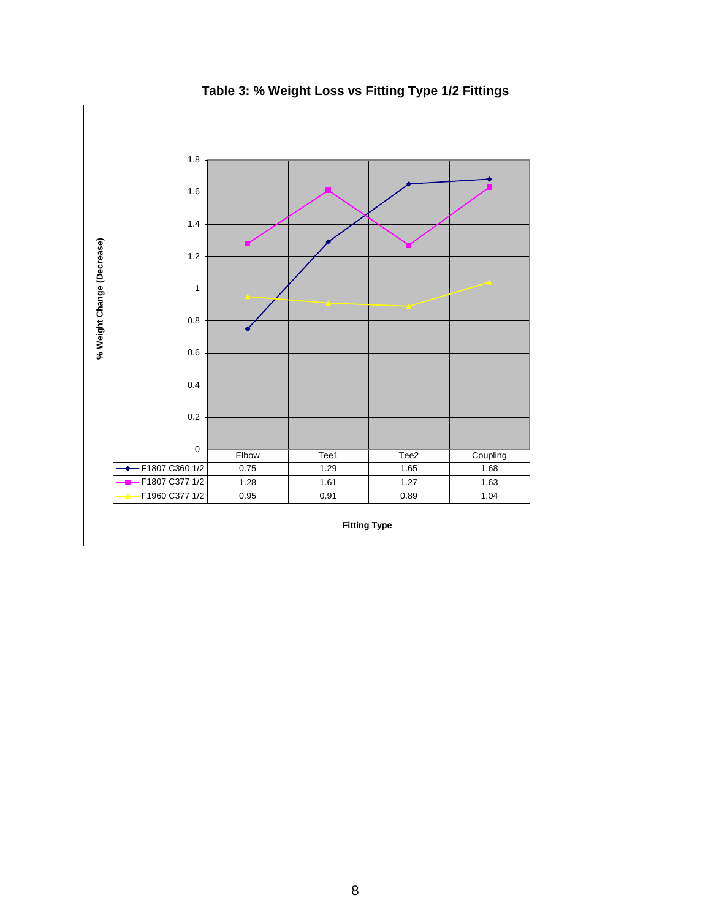**Table 3: % Weight Loss vs Fitting Type 1/2 Fittings**

| | Elbow | Tee1 | Tee2 | Coupling |
|---|---|---|---|---|
| F1807 C360 1/2 | 0.75 | 1.29 | 1.65 | 1.68 |
| F1807 C377 1/2 | 1.28 | 1.61 | 1.27 | 1.63 |
| F1960 C377 1/2 | 0.95 | 0.91 | 0.89 | 1.04 |

% Weight Change (Decrease)

Fitting Type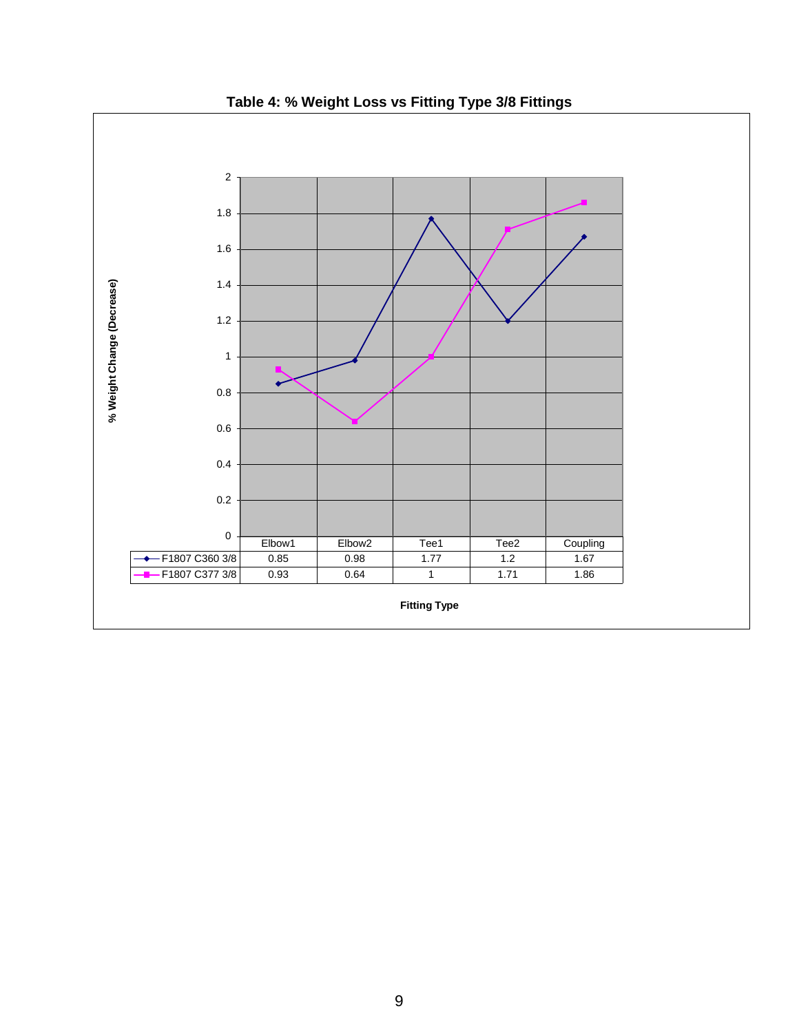**Table 4: % Weight Loss vs Fitting Type 3/8 Fittings**

| % Weight Change (Decrease) | Elbow1 | Elbow2 | Tee1 | Tee2 | Coupling |
|---|---|---|---|---|---|
| F1807 C360 3/8 | 0.85 | 0.98 | 1.77 | 1.2 | 1.67 |
| F1807 C377 3/8 | 0.93 | 0.64 | 1 | 1.71 | 1.86 |

Fitting Type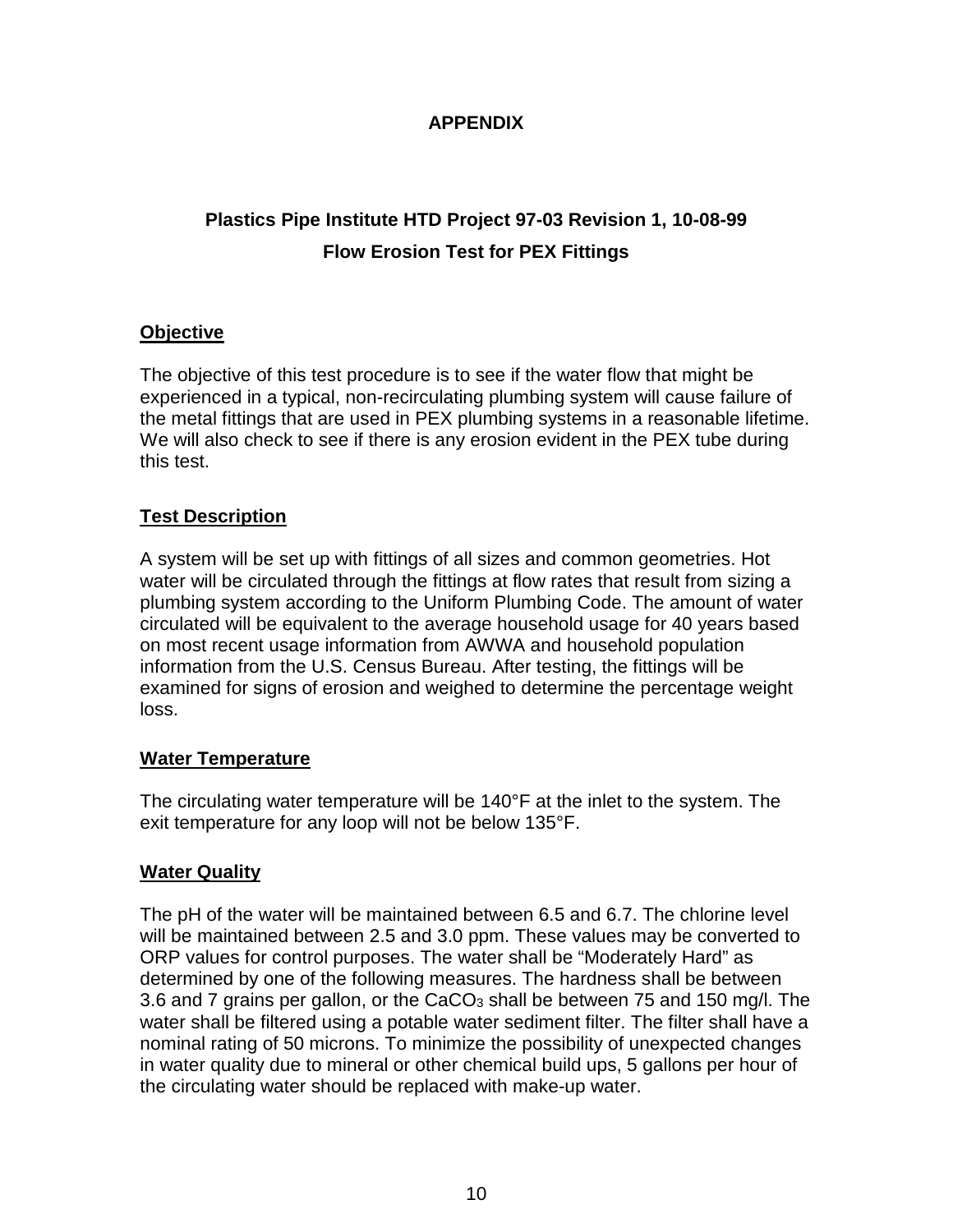# APPENDIX

## Plastics Pipe Institute HTD Project 97-03 Revision 1, 10-08-99
## Flow Erosion Test for PEX Fittings

### Objective

The objective of this test procedure is to see if the water flow that might be experienced in a typical, non-recirculating plumbing system will cause failure of the metal fittings that are used in PEX plumbing systems in a reasonable lifetime. We will also check to see if there is any erosion evident in the PEX tube during this test.

### Test Description

A system will be set up with fittings of all sizes and common geometries. Hot water will be circulated through the fittings at flow rates that result from sizing a plumbing system according to the Uniform Plumbing Code. The amount of water circulated will be equivalent to the average household usage for 40 years based on most recent usage information from AWWA and household population information from the U.S. Census Bureau. After testing, the fittings will be examined for signs of erosion and weighed to determine the percentage weight loss.

### Water Temperature

The circulating water temperature will be 140°F at the inlet to the system. The exit temperature for any loop will not be below 135°F.

### Water Quality

The pH of the water will be maintained between 6.5 and 6.7. The chlorine level will be maintained between 2.5 and 3.0 ppm. These values may be converted to ORP values for control purposes. The water shall be "Moderately Hard" as determined by one of the following measures. The hardness shall be between 3.6 and 7 grains per gallon, or the $CaCO_3$ shall be between 75 and 150 mg/l. The water shall be filtered using a potable water sediment filter. The filter shall have a nominal rating of 50 microns. To minimize the possibility of unexpected changes in water quality due to mineral or other chemical build ups, 5 gallons per hour of the circulating water should be replaced with make-up water.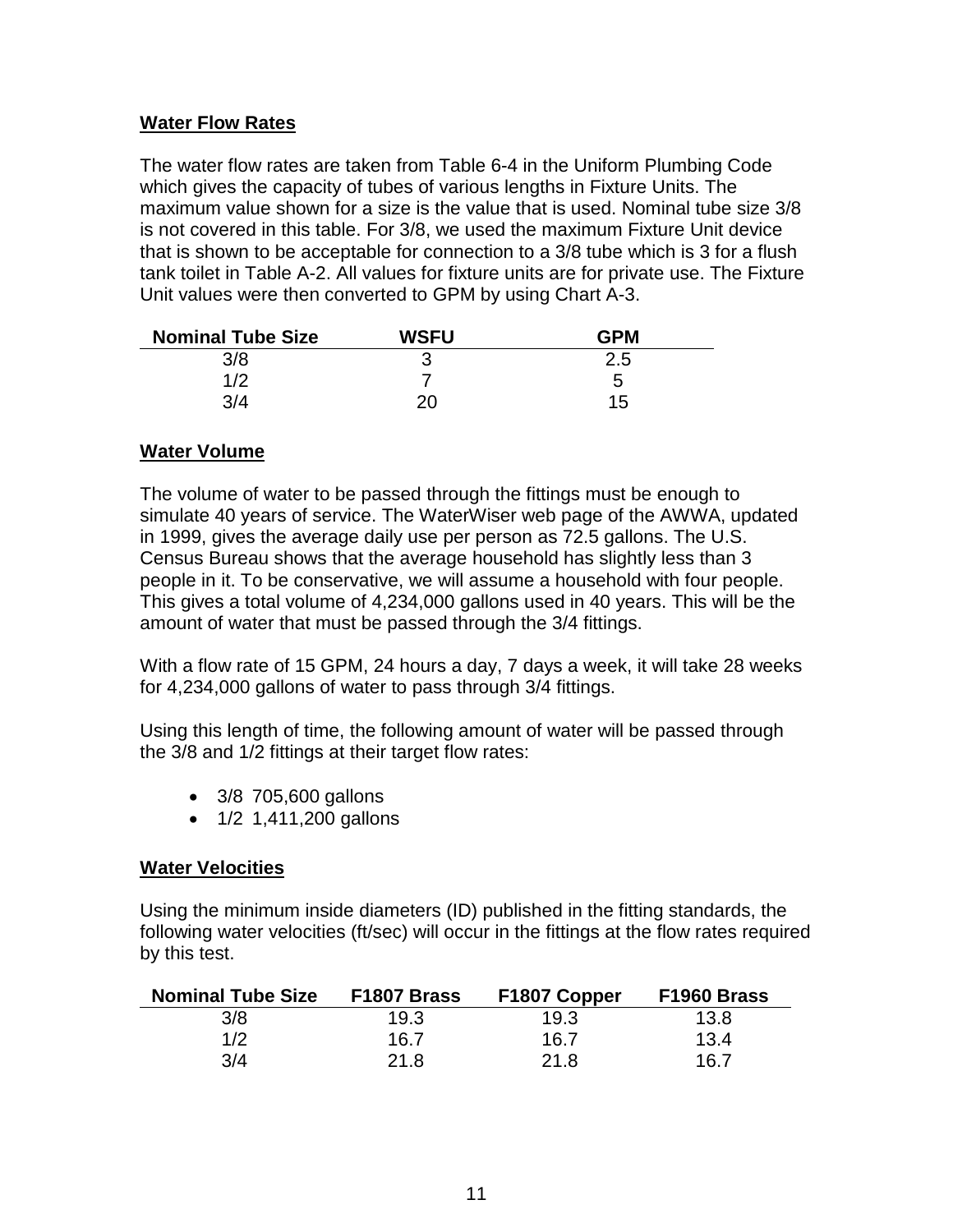## Water Flow Rates

The water flow rates are taken from Table 6-4 in the Uniform Plumbing Code which gives the capacity of tubes of various lengths in Fixture Units. The maximum value shown for a size is the value that is used. Nominal tube size 3/8 is not covered in this table. For 3/8, we used the maximum Fixture Unit device that is shown to be acceptable for connection to a 3/8 tube which is 3 for a flush tank toilet in Table A-2. All values for fixture units are for private use. The Fixture Unit values were then converted to GPM by using Chart A-3.

| Nominal Tube Size | WSFU | GPM |
|---|---|---|
| 3/8 | 3 | 2.5 |
| 1/2 | 7 | 5 |
| 3/4 | 20 | 15 |

## Water Volume

The volume of water to be passed through the fittings must be enough to simulate 40 years of service. The WaterWiser web page of the AWWA, updated in 1999, gives the average daily use per person as 72.5 gallons. The U.S. Census Bureau shows that the average household has slightly less than 3 people in it. To be conservative, we will assume a household with four people. This gives a total volume of 4,234,000 gallons used in 40 years. This will be the amount of water that must be passed through the 3/4 fittings.

With a flow rate of 15 GPM, 24 hours a day, 7 days a week, it will take 28 weeks for 4,234,000 gallons of water to pass through 3/4 fittings.

Using this length of time, the following amount of water will be passed through the 3/8 and 1/2 fittings at their target flow rates:

- 3/8 705,600 gallons
- 1/2 1,411,200 gallons

## Water Velocities

Using the minimum inside diameters (ID) published in the fitting standards, the following water velocities (ft/sec) will occur in the fittings at the flow rates required by this test.

| Nominal Tube Size | F1807 Brass | F1807 Copper | F1960 Brass |
|---|---|---|---|
| 3/8 | 19.3 | 19.3 | 13.8 |
| 1/2 | 16.7 | 16.7 | 13.4 |
| 3/4 | 21.8 | 21.8 | 16.7 |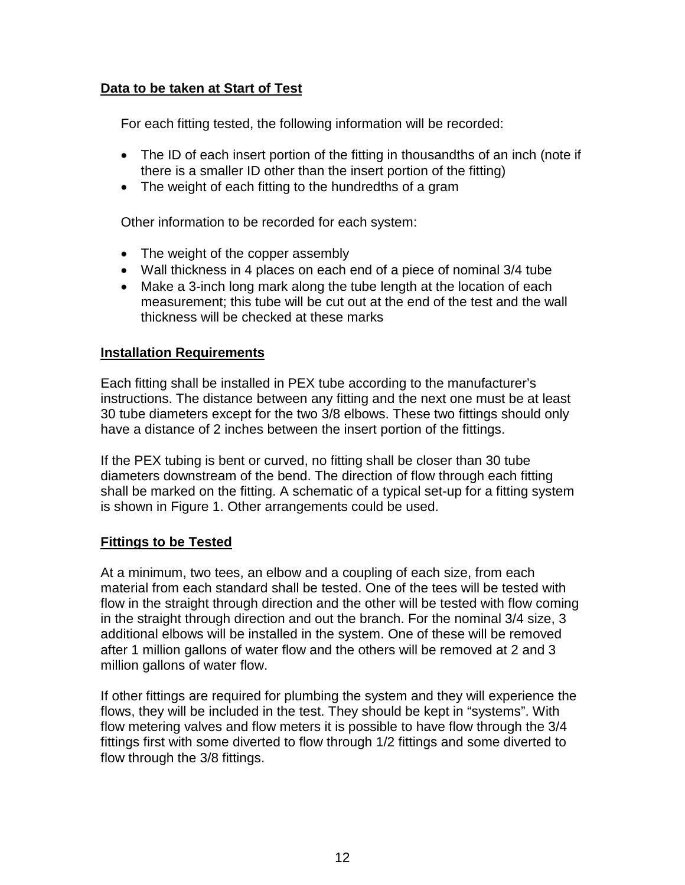## Data to be taken at Start of Test

For each fitting tested, the following information will be recorded:

- The ID of each insert portion of the fitting in thousandths of an inch (note if there is a smaller ID other than the insert portion of the fitting)
- The weight of each fitting to the hundredths of a gram

Other information to be recorded for each system:

- The weight of the copper assembly
- Wall thickness in 4 places on each end of a piece of nominal 3/4 tube
- Make a 3-inch long mark along the tube length at the location of each measurement; this tube will be cut out at the end of the test and the wall thickness will be checked at these marks

## Installation Requirements

Each fitting shall be installed in PEX tube according to the manufacturer's instructions. The distance between any fitting and the next one must be at least 30 tube diameters except for the two 3/8 elbows. These two fittings should only have a distance of 2 inches between the insert portion of the fittings.

If the PEX tubing is bent or curved, no fitting shall be closer than 30 tube diameters downstream of the bend. The direction of flow through each fitting shall be marked on the fitting. A schematic of a typical set-up for a fitting system is shown in Figure 1. Other arrangements could be used.

## Fittings to be Tested

At a minimum, two tees, an elbow and a coupling of each size, from each material from each standard shall be tested. One of the tees will be tested with flow in the straight through direction and the other will be tested with flow coming in the straight through direction and out the branch. For the nominal 3/4 size, 3 additional elbows will be installed in the system. One of these will be removed after 1 million gallons of water flow and the others will be removed at 2 and 3 million gallons of water flow.

If other fittings are required for plumbing the system and they will experience the flows, they will be included in the test. They should be kept in "systems". With flow metering valves and flow meters it is possible to have flow through the 3/4 fittings first with some diverted to flow through 1/2 fittings and some diverted to flow through the 3/8 fittings.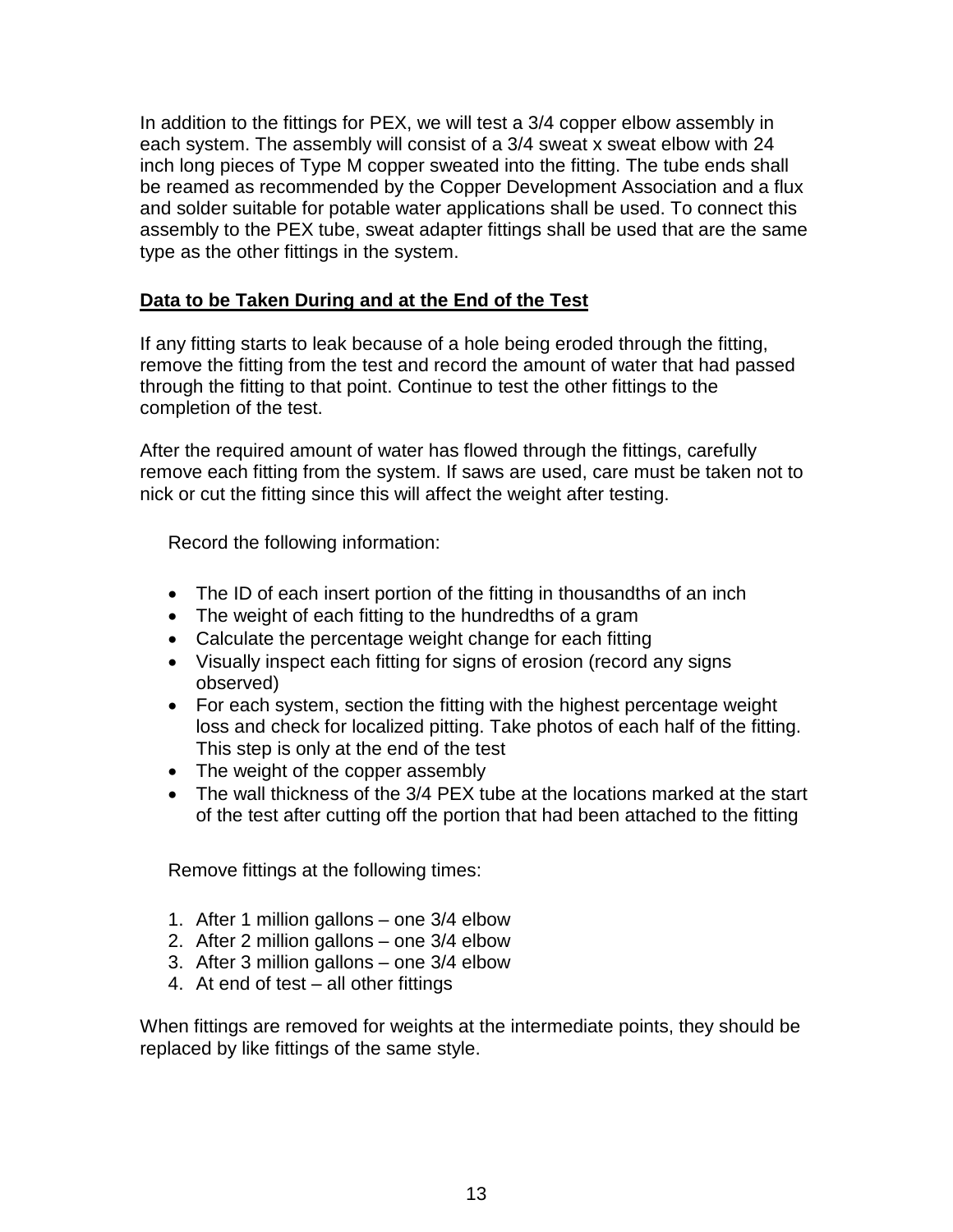In addition to the fittings for PEX, we will test a 3/4 copper elbow assembly in each system. The assembly will consist of a 3/4 sweat x sweat elbow with 24 inch long pieces of Type M copper sweated into the fitting. The tube ends shall be reamed as recommended by the Copper Development Association and a flux and solder suitable for potable water applications shall be used. To connect this assembly to the PEX tube, sweat adapter fittings shall be used that are the same type as the other fittings in the system.

**Data to be Taken During and at the End of the Test**

If any fitting starts to leak because of a hole being eroded through the fitting, remove the fitting from the test and record the amount of water that had passed through the fitting to that point. Continue to test the other fittings to the completion of the test.

After the required amount of water has flowed through the fittings, carefully remove each fitting from the system. If saws are used, care must be taken not to nick or cut the fitting since this will affect the weight after testing.

Record the following information:

- The ID of each insert portion of the fitting in thousandths of an inch
- The weight of each fitting to the hundredths of a gram
- Calculate the percentage weight change for each fitting
- Visually inspect each fitting for signs of erosion (record any signs observed)
- For each system, section the fitting with the highest percentage weight loss and check for localized pitting. Take photos of each half of the fitting. This step is only at the end of the test
- The weight of the copper assembly
- The wall thickness of the 3/4 PEX tube at the locations marked at the start of the test after cutting off the portion that had been attached to the fitting

Remove fittings at the following times:

1. After 1 million gallons – one 3/4 elbow
2. After 2 million gallons – one 3/4 elbow
3. After 3 million gallons – one 3/4 elbow
4. At end of test – all other fittings

When fittings are removed for weights at the intermediate points, they should be replaced by like fittings of the same style.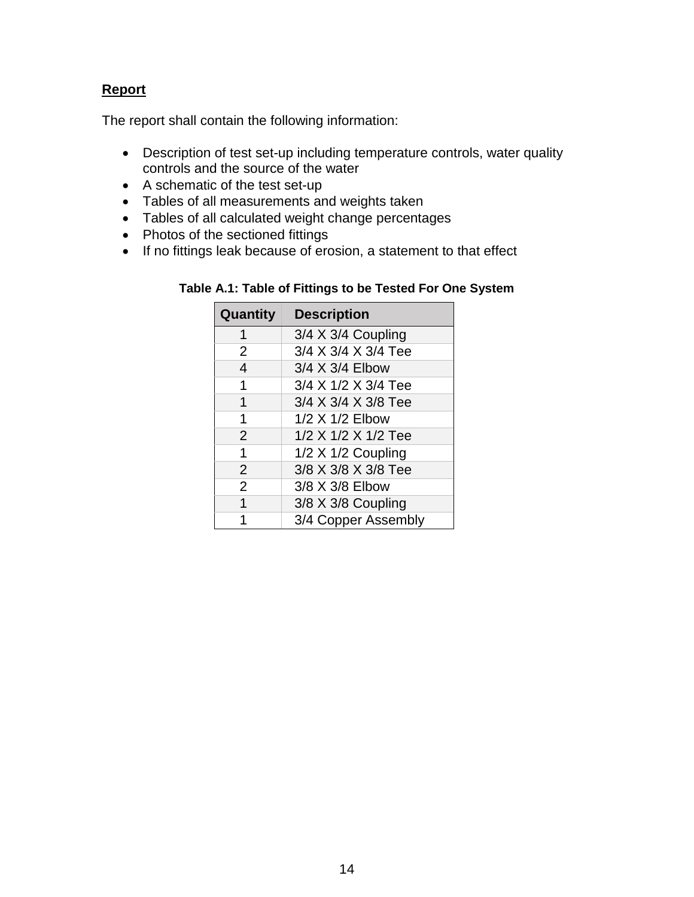## Report

The report shall contain the following information:

- Description of test set-up including temperature controls, water quality controls and the source of the water
- A schematic of the test set-up
- Tables of all measurements and weights taken
- Tables of all calculated weight change percentages
- Photos of the sectioned fittings
- If no fittings leak because of erosion, a statement to that effect

**Table A.1: Table of Fittings to be Tested For One System**

| Quantity | Description |
| --- | --- |
| 1 | 3/4 X 3/4 Coupling |
| 2 | 3/4 X 3/4 X 3/4 Tee |
| 4 | 3/4 X 3/4 Elbow |
| 1 | 3/4 X 1/2 X 3/4 Tee |
| 1 | 3/4 X 3/4 X 3/8 Tee |
| 1 | 1/2 X 1/2 Elbow |
| 2 | 1/2 X 1/2 X 1/2 Tee |
| 1 | 1/2 X 1/2 Coupling |
| 2 | 3/8 X 3/8 X 3/8 Tee |
| 2 | 3/8 X 3/8 Elbow |
| 1 | 3/8 X 3/8 Coupling |
| 1 | 3/4 Copper Assembly |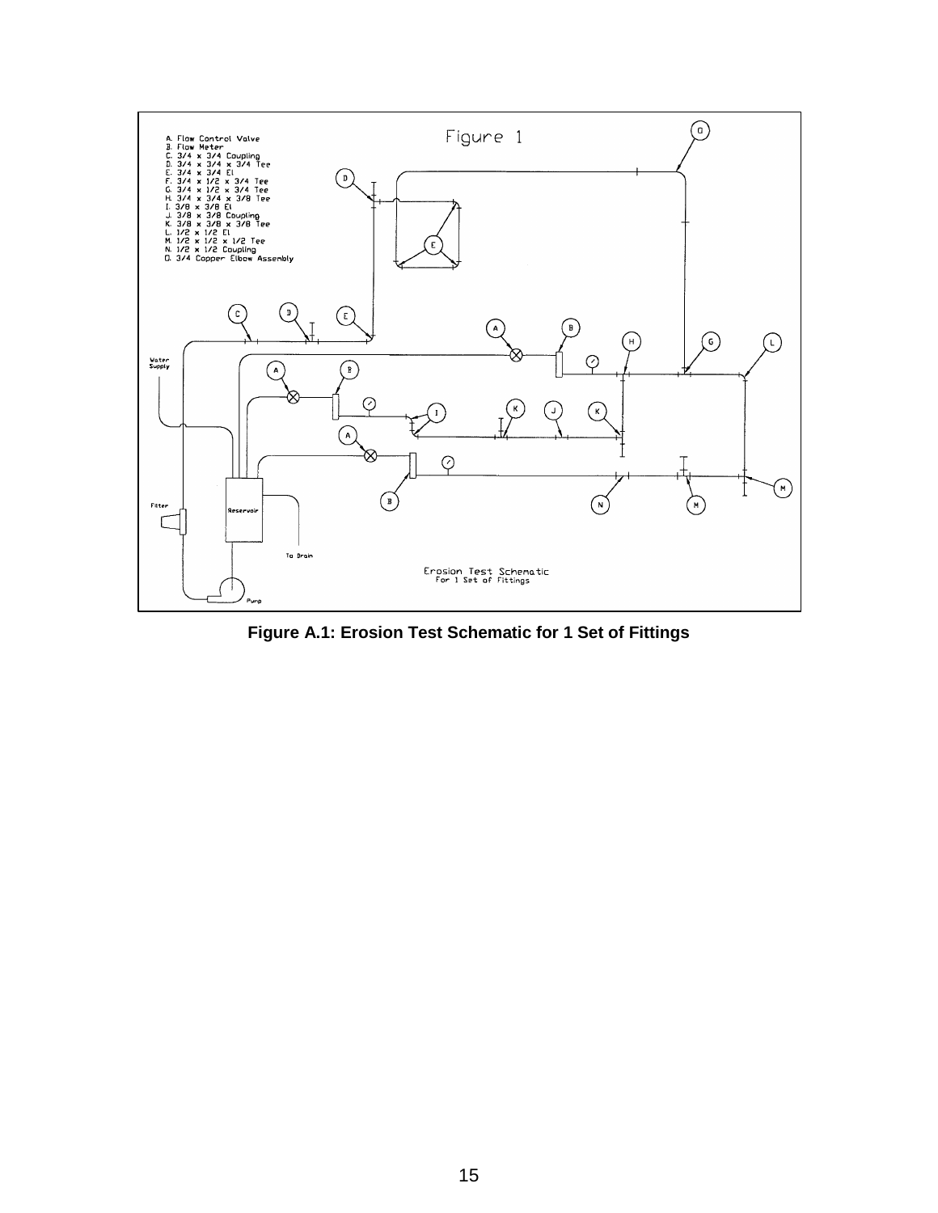Figure 1

A. Flow Control Valve
B. Flow Meter
C. 3/4 x 3/4 Coupling
D. 3/4 x 3/4 x 3/4 Tee
E. 3/4 x 3/4 El
F. 3/4 x 1/2 x 3/4 Tee
G. 3/4 x 1/2 x 3/4 Tee
H. 3/4 x 3/4 x 3/8 Tee
I. 3/8 x 3/8 El
J. 3/8 x 3/8 Coupling
K. 3/8 x 3/8 x 3/8 Tee
L. 1/2 x 1/2 El
M. 1/2 x 1/2 x 1/2 Tee
N. 1/2 x 1/2 Coupling
O. 3/4 Copper Elbow Assembly

Water Supply

Filter

Reservoir

To Drain

Pump

Erosion Test Schematic
For 1 Set of Fittings

**Figure A.1: Erosion Test Schematic for 1 Set of Fittings**